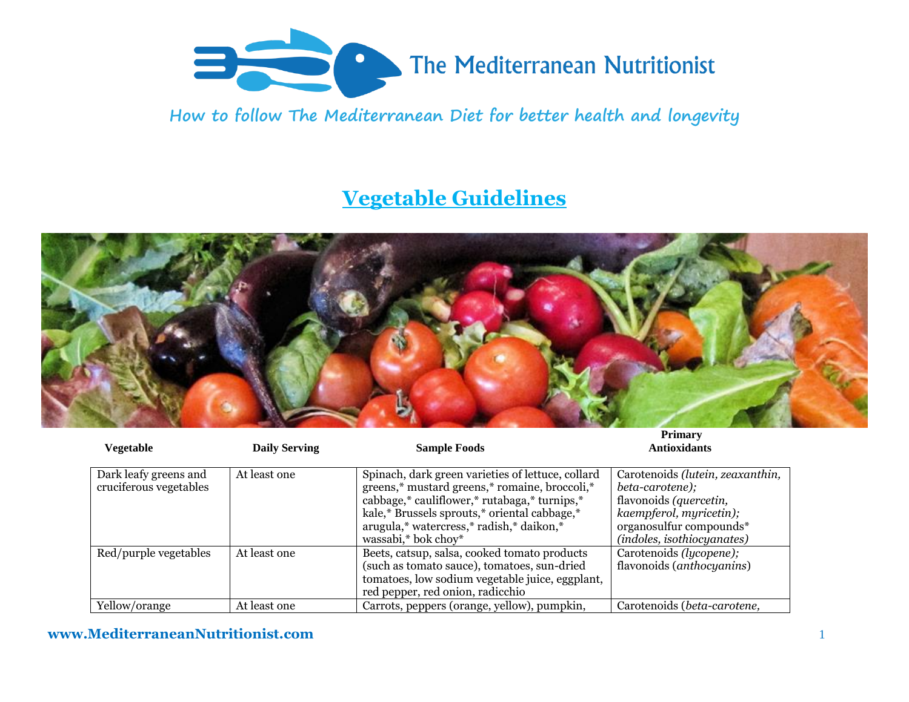# The Mediterranean Nutritionist

How to follow The Mediterranean Diet for better health and longevity

## Vegetable Guidelines

| Vegetable | Daily Serving | Sample Foods | Primary Antioxidants |
|---|---|---|---|
| Dark leafy greens and cruciferous vegetables | At least one | Spinach, dark green varieties of lettuce, collard greens,* mustard greens,* romaine, broccoli,* cabbage,* cauliflower,* rutabaga,* turnips,* kale,* Brussels sprouts,* oriental cabbage,* arugula,* watercress,* radish,* daikon,* wassabi,* bok choy* | Carotenoids *(lutein, zeaxanthin, beta-carotene);* flavonoids *(quercetin, kaempferol, myricetin);* organosulfur compounds* *(indoles, isothiocyanates)* |
| Red/purple vegetables | At least one | Beets, catsup, salsa, cooked tomato products (such as tomato sauce), tomatoes, sun-dried tomatoes, low sodium vegetable juice, eggplant, red pepper, red onion, radicchio | Carotenoids *(lycopene);* flavonoids (*anthocyanins*) |
| Yellow/orange | At least one | Carrots, peppers (orange, yellow), pumpkin, | Carotenoids (*beta-carotene,* |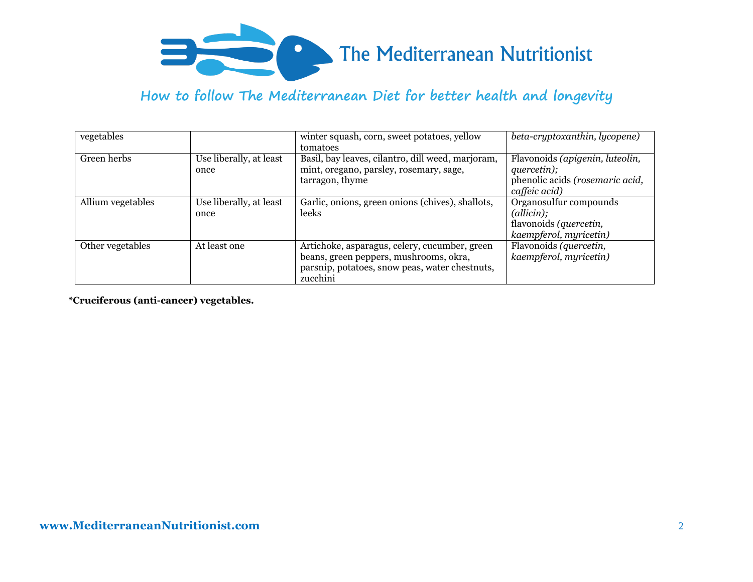| | | | |
|---|---|---|---|
| vegetables | | winter squash, corn, sweet potatoes, yellow tomatoes | *beta-cryptoxanthin, lycopene)* |
| Green herbs | Use liberally, at least once | Basil, bay leaves, cilantro, dill weed, marjoram, mint, oregano, parsley, rosemary, sage, tarragon, thyme | Flavonoids *(apigenin, luteolin, quercetin);* phenolic acids *(rosemaric acid, caffeic acid)* |
| Allium vegetables | Use liberally, at least once | Garlic, onions, green onions (chives), shallots, leeks | Organosulfur compounds *(allicin);* flavonoids *(quercetin, kaempferol, myricetin)* |
| Other vegetables | At least one | Artichoke, asparagus, celery, cucumber, green beans, green peppers, mushrooms, okra, parsnip, potatoes, snow peas, water chestnuts, zucchini | Flavonoids *(quercetin, kaempferol, myricetin)* |

**\*Cruciferous (anti-cancer) vegetables.**